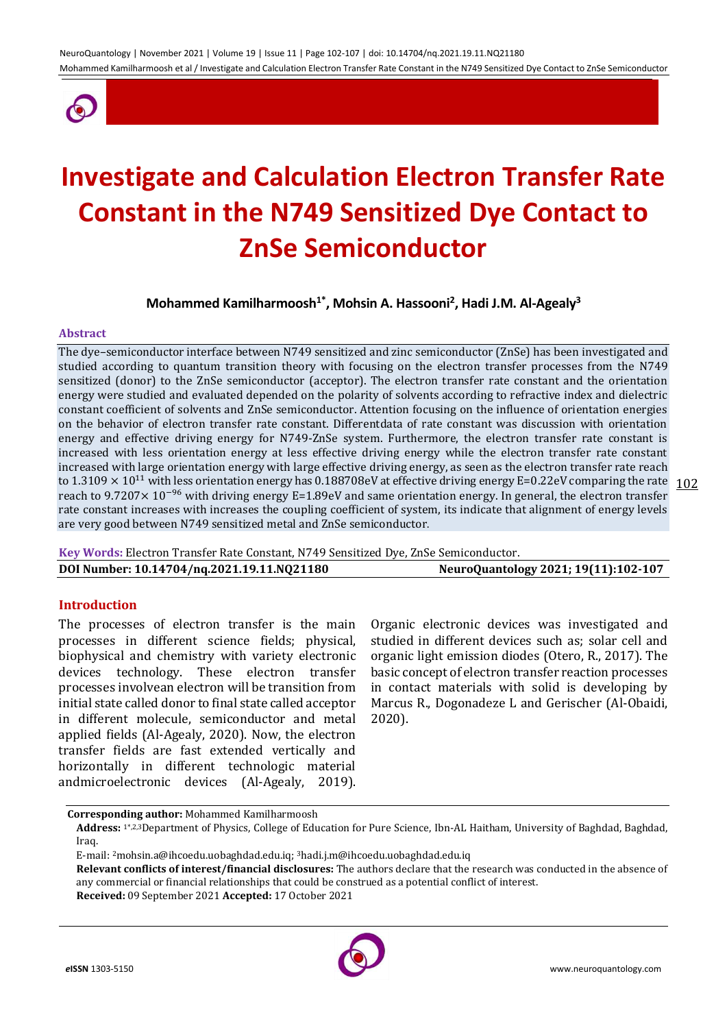# Investigate and Calculation Electron Transfer Rate Constant in the N749 Sensitized Dye Contact to ZnSe Semiconductor

**Mohammed Kamilharmoosh[1*], Mohsin A. Hassooni[2], Hadi J.M. Al-Agealy[3]**

### Abstract

The dye–semiconductor interface between N749 sensitized and zinc semiconductor (ZnSe) has been investigated and studied according to quantum transition theory with focusing on the electron transfer processes from the N749 sensitized (donor) to the ZnSe semiconductor (acceptor). The electron transfer rate constant and the orientation energy were studied and evaluated depended on the polarity of solvents according to refractive index and dielectric constant coefficient of solvents and ZnSe semiconductor. Attention focusing on the influence of orientation energies on the behavior of electron transfer rate constant. Differentdata of rate constant was discussion with orientation energy and effective driving energy for N749-ZnSe system. Furthermore, the electron transfer rate constant is increased with less orientation energy at less effective driving energy while the electron transfer rate constant increased with large orientation energy with large effective driving energy, as seen as the electron transfer rate reach to $1.3109 \times 10^{11}$ with less orientation energy has 0.188708eV at effective driving energy E=0.22eV comparing the rate reach to $9.7207\times 10^{-96}$ with driving energy E=1.89eV and same orientation energy. In general, the electron transfer rate constant increases with increases the coupling coefficient of system, its indicate that alignment of energy levels are very good between N749 sensitized metal and ZnSe semiconductor.

**Key Words:** Electron Transfer Rate Constant, N749 Sensitized Dye, ZnSe Semiconductor.

**DOI Number: 10.14704/nq.2021.19.11.NQ21180** **NeuroQuantology 2021; 19(11):102-107**

### Introduction

The processes of electron transfer is the main processes in different science fields; physical, biophysical and chemistry with variety electronic devices technology. These electron transfer processes involvean electron will be transition from initial state called donor to final state called acceptor in different molecule, semiconductor and metal applied fields (Al-Agealy, 2020). Now, the electron transfer fields are fast extended vertically and horizontally in different technologic material andmicroelectronic devices (Al-Agealy, 2019). Organic electronic devices was investigated and studied in different devices such as; solar cell and organic light emission diodes (Otero, R., 2017). The basic concept of electron transfer reaction processes in contact materials with solid is developing by Marcus R., Dogonadeze L and Gerischer (Al-Obaidi, 2020).

---

**Corresponding author:** Mohammed Kamilharmoosh

**Address:** [1*,2,3]Department of Physics, College of Education for Pure Science, Ibn-AL Haitham, University of Baghdad, Baghdad, Iraq.

E-mail: [2]mohsin.a@ihcoedu.uobaghdad.edu.iq; [3]hadi.j.m@ihcoedu.uobaghdad.edu.iq

**Relevant conflicts of interest/financial disclosures:** The authors declare that the research was conducted in the absence of any commercial or financial relationships that could be construed as a potential conflict of interest.

**Received:** 09 September 2021 **Accepted:** 17 October 2021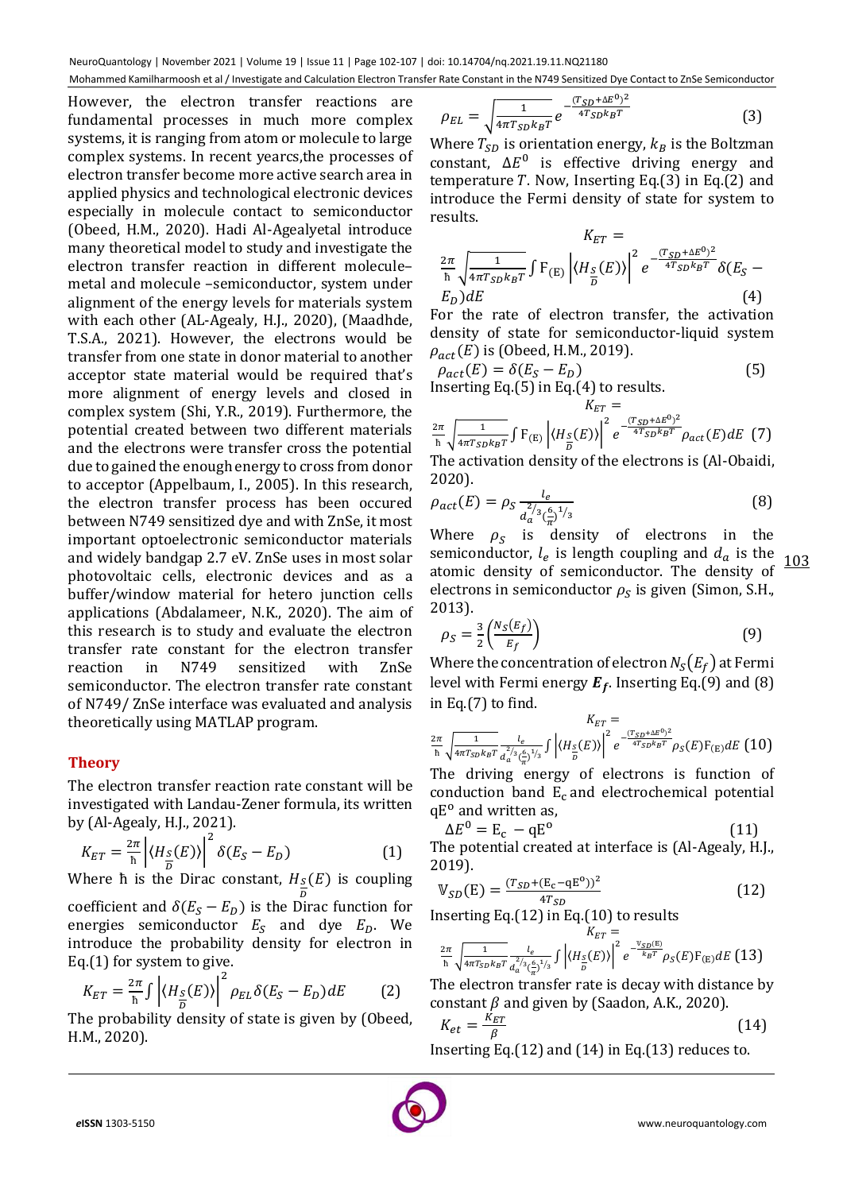However, the electron transfer reactions are fundamental processes in much more complex systems, it is ranging from atom or molecule to large complex systems. In recent yearcs,the processes of electron transfer become more active search area in applied physics and technological electronic devices especially in molecule contact to semiconductor (Obeed, H.M., 2020). Hadi Al-Agealyetal introduce many theoretical model to study and investigate the electron transfer reaction in different molecule–metal and molecule –semiconductor, system under alignment of the energy levels for materials system with each other (AL-Agealy, H.J., 2020), (Maadhde, T.S.A., 2021). However, the electrons would be transfer from one state in donor material to another acceptor state material would be required that's more alignment of energy levels and closed in complex system (Shi, Y.R., 2019). Furthermore, the potential created between two different materials and the electrons were transfer cross the potential due to gained the enough energy to cross from donor to acceptor (Appelbaum, I., 2005). In this research, the electron transfer process has been occured between N749 sensitized dye and ZnSe, it most important optoelectronic semiconductor materials and widely bandgap 2.7 eV. ZnSe uses in most solar photovoltaic cells, electronic devices and as a buffer/window material for hetero junction cells applications (Abdalameer, N.K., 2020). The aim of this research is to study and evaluate the electron transfer rate constant for the electron transfer reaction in N749 sensitized with ZnSe semiconductor. The electron transfer rate constant of N749/ ZnSe interface was evaluated and analysis theoretically using MATLAP program.

## Theory

The electron transfer reaction rate constant will be investigated with Landau-Zener formula, its written by (Al-Agealy, H.J., 2021).

$$K_{ET} = \frac{2\pi}{\hbar}\left|\langle H_{\frac{S}{D}}(E)\rangle\right|^2 \delta(E_S - E_D) \quad (1)$$

Where ħ is the Dirac constant, $H_{\frac{S}{D}}(E)$ is coupling coefficient and $\delta(E_S - E_D)$ is the Dirac function for energies semiconductor $E_S$ and dye $E_D$. We introduce the probability density for electron in Eq.(1) for system to give.

$$K_{ET} = \frac{2\pi}{\hbar}\int\left|\langle H_{\frac{S}{D}}(E)\rangle\right|^2 \rho_{EL}\delta(E_S - E_D)dE \quad (2)$$

The probability density of state is given by (Obeed, H.M., 2020).

$$\rho_{EL} = \sqrt{\frac{1}{4\pi T_{SD}k_BT}}\, e^{-\frac{(T_{SD}+\Delta E^0)^2}{4T_{SD}k_BT}} \quad (3)$$

Where $T_{SD}$ is orientation energy, $k_B$ is the Boltzman constant, $\Delta E^0$ is effective driving energy and temperature $T$. Now, Inserting Eq.(3) in Eq.(2) and introduce the Fermi density of state for system to results.

$$K_{ET} = \frac{2\pi}{\hbar}\sqrt{\frac{1}{4\pi T_{SD}k_BT}}\int \mathrm{F}_{(\mathrm{E})}\left|\langle H_{\frac{S}{D}}(E)\rangle\right|^2 e^{-\frac{(T_{SD}+\Delta E^0)^2}{4T_{SD}k_BT}}\delta(E_S - E_D)dE \quad (4)$$

For the rate of electron transfer, the activation density of state for semiconductor-liquid system $\rho_{act}(E)$ is (Obeed, H.M., 2019).

$$\rho_{act}(E) = \delta(E_S - E_D) \quad (5)$$

Inserting Eq.(5) in Eq.(4) to results.

$$K_{ET} = \frac{2\pi}{\hbar}\sqrt{\frac{1}{4\pi T_{SD}k_BT}}\int \mathrm{F}_{(\mathrm{E})}\left|\langle H_{\frac{S}{D}}(E)\rangle\right|^2 e^{-\frac{(T_{SD}+\Delta E^0)^2}{4T_{SD}k_BT}}\rho_{act}(E)dE \quad (7)$$

The activation density of the electrons is (Al-Obaidi, 2020).

$$\rho_{act}(E) = \rho_S \frac{l_e}{d_a^{2/3}(\frac{6}{\pi})^{1/3}} \quad (8)$$

Where $\rho_S$ is density of electrons in the semiconductor, $l_e$ is length coupling and $d_a$ is the atomic density of semiconductor. The density of electrons in semiconductor $\rho_S$ is given (Simon, S.H., 2013).

$$\rho_S = \frac{3}{2}\left(\frac{N_S(E_f)}{E_f}\right) \quad (9)$$

Where the concentration of electron $N_S(E_f)$ at Fermi level with Fermi energy $\boldsymbol{E_f}$. Inserting Eq.(9) and (8) in Eq.(7) to find.

$$K_{ET} = \frac{2\pi}{\hbar}\sqrt{\frac{1}{4\pi T_{SD}k_BT}}\frac{l_e}{d_a^{2/3}(\frac{6}{\pi})^{1/3}}\int\left|\langle H_{\frac{S}{D}}(E)\rangle\right|^2 e^{-\frac{(T_{SD}+\Delta E^0)^2}{4T_{SD}k_BT}}\rho_S(E)\mathrm{F}_{(\mathrm{E})}dE \quad (10)$$

The driving energy of electrons is function of conduction band $\mathrm{E_c}$ and electrochemical potential $\mathrm{qE^o}$ and written as,

$$\Delta E^0 = \mathrm{E_c} - \mathrm{qE^o} \quad (11)$$

The potential created at interface is (Al-Agealy, H.J., 2019).

$$\mathbb{V}_{SD}(\mathrm{E}) = \frac{(T_{SD}+(\mathrm{E_c}-\mathrm{qE^o}))^2}{4T_{SD}} \quad (12)$$

Inserting Eq.(12) in Eq.(10) to results

$$K_{ET} = \frac{2\pi}{\hbar}\sqrt{\frac{1}{4\pi T_{SD}k_BT}}\frac{l_e}{d_a^{2/3}(\frac{6}{\pi})^{1/3}}\int\left|\langle H_{\frac{S}{D}}(E)\rangle\right|^2 e^{-\frac{\mathbb{V}_{SD}(\mathrm{E})}{k_BT}}\rho_S(E)\mathrm{F}_{(\mathrm{E})}dE \quad (13)$$

The electron transfer rate is decay with distance by constant $\beta$ and given by (Saadon, A.K., 2020).

$$K_{et} = \frac{K_{ET}}{\beta} \quad (14)$$

Inserting Eq.(12) and (14) in Eq.(13) reduces to.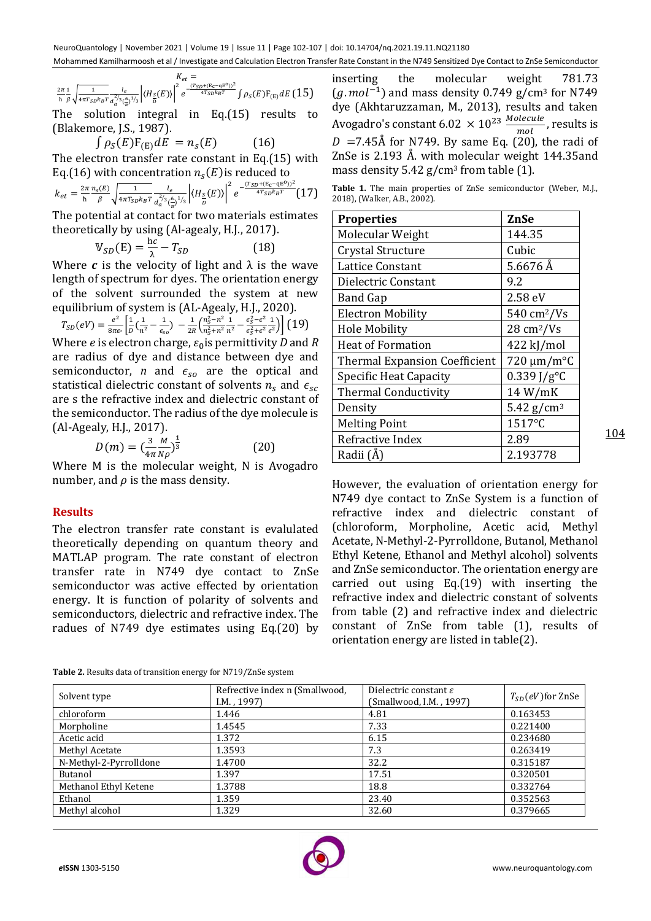$$K_{et} = \frac{2\pi}{\hbar}\frac{1}{\beta}\sqrt{\frac{1}{4\pi T_{SD}k_BT}}\frac{l_e}{d_a^{2/3}(\frac{6}{\pi})^{1/3}}\left|\langle H_{\frac{S}{D}}(E)\rangle\right|^2 e^{-\frac{(T_{SD}+(E_C-qE^0))^2}{4T_{SD}k_BT}}\int \rho_S(E)F_{(E)}dE \quad (15)$$

The solution integral in Eq.(15) results to (Blakemore, J.S., 1987).

$$\int \rho_S(E)F_{(E)}dE = n_s(E) \quad (16)$$

The electron transfer rate constant in Eq.(15) with Eq.(16) with concentration $n_s(E)$ is reduced to

$$k_{et} = \frac{2\pi}{\hbar}\frac{n_s(E)}{\beta}\sqrt{\frac{1}{4\pi T_{SD}k_BT}}\frac{l_e}{d_a^{2/3}(\frac{6}{\pi})^{1/3}}\left|\langle H_{\frac{S}{D}}(E)\rangle\right|^2 e^{-\frac{(T_{SD}+(E_C-qE^0))^2}{4T_{SD}k_BT}} \quad (17)$$

The potential at contact for two materials estimates theoretically by using (Al-agealy, H.J., 2017).

$$\mathbb{V}_{SD}(E) = \frac{hc}{\lambda} - T_{SD} \quad (18)$$

Where $\boldsymbol{c}$ is the velocity of light and $\lambda$ is the wave length of spectrum for dyes. The orientation energy of the solvent surrounded the system at new equilibrium of system is (AL-Agealy, H.J., 2020).

$$T_{SD}(eV) = \frac{e^2}{8\pi\epsilon_\circ}\left[\frac{1}{D}\left(\frac{1}{n^2} - \frac{1}{\epsilon_{so}}\right) - \frac{1}{2R}\left(\frac{n_S^2-n^2}{n_S^2+n^2}\frac{1}{n^2} - \frac{\epsilon_S^2-\epsilon^2}{\epsilon_S^2+\epsilon^2}\frac{1}{\epsilon^2}\right)\right] \quad (19)$$

Where $e$ is electron charge, $\varepsilon_0$ is permittivity $D$ and $R$ are radius of dye and distance between dye and semiconductor, $n$ and $\epsilon_{so}$ are the optical and statistical dielectric constant of solvents $n_s$ and $\epsilon_{sc}$ are s the refractive index and dielectric constant of the semiconductor. The radius of the dye molecule is (Al-Agealy, H.J., 2017).

$$D(m) = \left(\frac{3}{4\pi}\frac{M}{N\rho}\right)^{\frac{1}{3}} \quad (20)$$

Where M is the molecular weight, N is Avogadro number, and $\rho$ is the mass density.

## Results

The electron transfer rate constant is evalulated theoretically depending on quantum theory and MATLAP program. The rate constant of electron transfer rate in N749 dye contact to ZnSe semiconductor was active effected by orientation energy. It is function of polarity of solvents and semiconductors, dielectric and refractive index. The radues of N749 dye estimates using Eq.(20) by inserting the molecular weight 781.73 $(g.mol^{-1})$ and mass density 0.749 g/cm³ for N749 dye (Akhtaruzzaman, M., 2013), results and taken Avogadro's constant $6.02 \times 10^{23}\ \frac{Molecule}{mol}$, results is $D$ =7.45Å for N749. By same Eq. (20), the radi of ZnSe is 2.193 Å. with molecular weight 144.35and mass density 5.42 g/cm³ from table (1).

**Table 1.** The main properties of ZnSe semiconductor (Weber, M.J., 2018), (Walker, A.B., 2002).

| Properties | ZnSe |
|---|---|
| Molecular Weight | 144.35 |
| Crystal Structure | Cubic |
| Lattice Constant | 5.6676 Å |
| Dielectric Constant | 9.2 |
| Band Gap | 2.58 eV |
| Electron Mobility | 540 cm²/Vs |
| Hole Mobility | 28 cm²/Vs |
| Heat of Formation | 422 kJ/mol |
| Thermal Expansion Coefficient | 720 μm/m°C |
| Specific Heat Capacity | 0.339 J/g°C |
| Thermal Conductivity | 14 W/mK |
| Density | 5.42 g/cm³ |
| Melting Point | 1517°C |
| Refractive Index | 2.89 |
| Radii (Å) | 2.193778 |

However, the evaluation of orientation energy for N749 dye contact to ZnSe System is a function of refractive index and dielectric constant of (chloroform, Morpholine, Acetic acid, Methyl Acetate, N-Methyl-2-Pyrrolldone, Butanol, Methanol Ethyl Ketene, Ethanol and Methyl alcohol) solvents and ZnSe semiconductor. The orientation energy are carried out using Eq.(19) with inserting the refractive index and dielectric constant of solvents from table (2) and refractive index and dielectric constant of ZnSe from table (1), results of orientation energy are listed in table(2).

**Table 2.** Results data of transition energy for N719/ZnSe system

| Solvent type | Refrective index n (Smallwood, I.M. , 1997) | Dielectric constant $\varepsilon$ (Smallwood, I.M. , 1997) | $T_{SD}(eV)$ for ZnSe |
|---|---|---|---|
| chloroform | 1.446 | 4.81 | 0.163453 |
| Morpholine | 1.4545 | 7.33 | 0.221400 |
| Acetic acid | 1.372 | 6.15 | 0.234680 |
| Methyl Acetate | 1.3593 | 7.3 | 0.263419 |
| N-Methyl-2-Pyrrolldone | 1.4700 | 32.2 | 0.315187 |
| Butanol | 1.397 | 17.51 | 0.320501 |
| Methanol Ethyl Ketene | 1.3788 | 18.8 | 0.332764 |
| Ethanol | 1.359 | 23.40 | 0.352563 |
| Methyl alcohol | 1.329 | 32.60 | 0.379665 |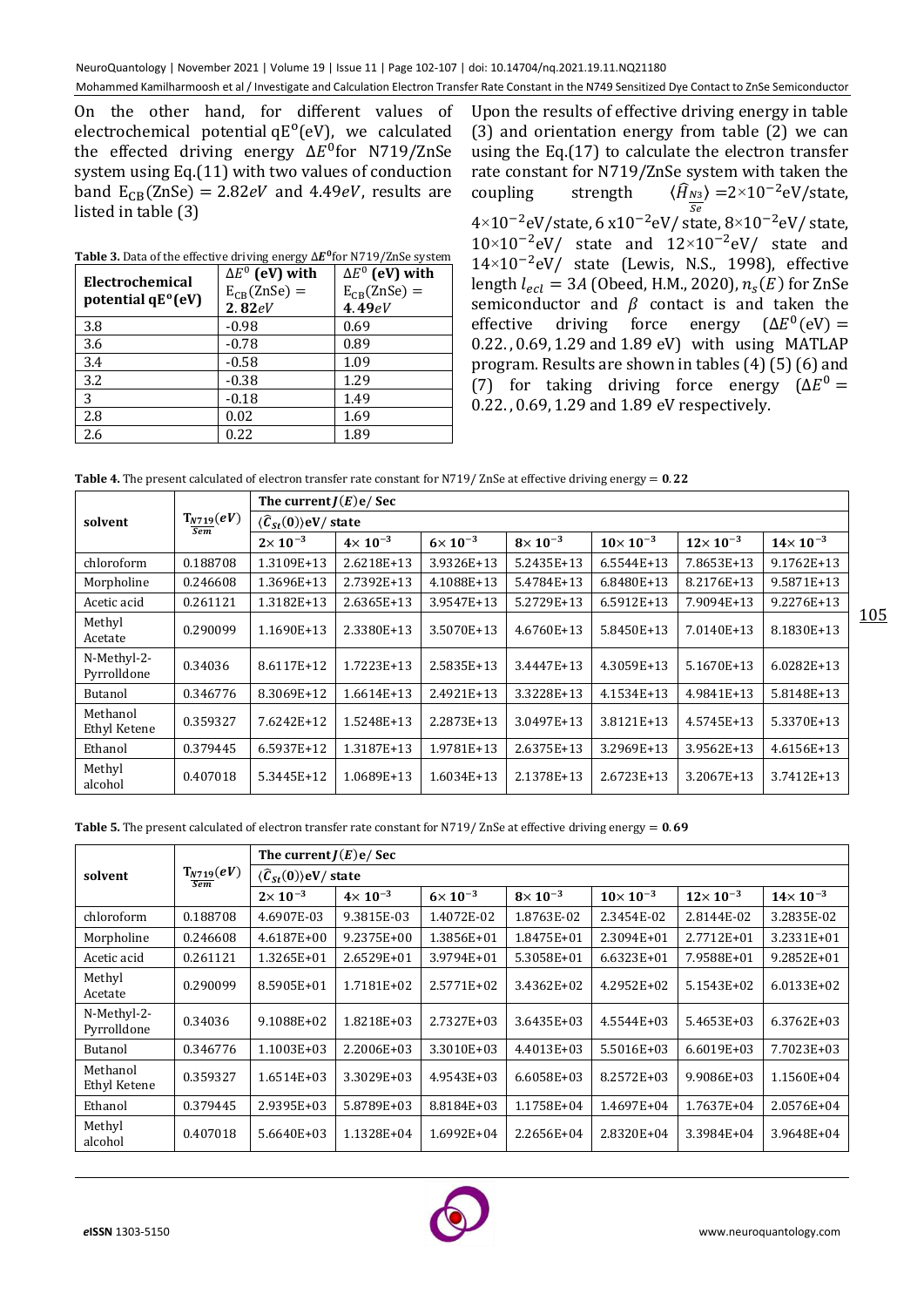On the other hand, for different values of electrochemical potential $qE^o$(eV), we calculated the effected driving energy $\Delta E^0$for N719/ZnSe system using Eq.(11) with two values of conduction band $E_{CB}(ZnSe) = 2.82eV$ and $4.49eV$, results are listed in table (3)

**Table 3.** Data of the effective driving energy $\Delta E^0$for N719/ZnSe system

| Electrochemical potential $qE^o$(eV) | $\Delta E^0$ (eV) with $E_{CB}(ZnSe) = 2.82eV$ | $\Delta E^0$ (eV) with $E_{CB}(ZnSe) = 4.49eV$ |
|---|---|---|
| 3.8 | -0.98 | 0.69 |
| 3.6 | -0.78 | 0.89 |
| 3.4 | -0.58 | 1.09 |
| 3.2 | -0.38 | 1.29 |
| 3 | -0.18 | 1.49 |
| 2.8 | 0.02 | 1.69 |
| 2.6 | 0.22 | 1.89 |

Upon the results of effective driving energy in table (3) and orientation energy from table (2) we can using the Eq.(17) to calculate the electron transfer rate constant for N719/ZnSe system with taken the coupling strength $\langle \widehat{H}_{\frac{N3}{Se}} \rangle = 2\times10^{-2}$eV/state, $4\times10^{-2}$eV/state, $6\times10^{-2}$eV/ state, $8\times10^{-2}$eV/ state, $10\times10^{-2}$eV/ state and $12\times10^{-2}$eV/ state and $14\times10^{-2}$eV/ state (Lewis, N.S., 1998), effective length $l_{ecl} = 3A$ (Obeed, H.M., 2020), $n_s(E)$ for ZnSe semiconductor and $\beta$ contact is and taken the effective driving force energy ($\Delta E^0(eV) = 0.22., 0.69, 1.29$ and $1.89$ eV) with using MATLAP program. Results are shown in tables (4) (5) (6) and (7) for taking driving force energy ($\Delta E^0 = 0.22., 0.69, 1.29$ and $1.89$ eV respectively.

**Table 4.** The present calculated of electron transfer rate constant for N719/ ZnSe at effective driving energy = **0.22**

| solvent | $T_{\frac{N719}{Sem}}(eV)$ | The current $J(E)$e/ Sec | | | | | | |
|---|---|---|---|---|---|---|---|---|
| | | $\langle \widehat{C}_{St}(0) \rangle$eV/ state | | | | | | |
| | | $2\times10^{-3}$ | $4\times10^{-3}$ | $6\times10^{-3}$ | $8\times10^{-3}$ | $10\times10^{-3}$ | $12\times10^{-3}$ | $14\times10^{-3}$ |
| chloroform | 0.188708 | 1.3109E+13 | 2.6218E+13 | 3.9326E+13 | 5.2435E+13 | 6.5544E+13 | 7.8653E+13 | 9.1762E+13 |
| Morpholine | 0.246608 | 1.3696E+13 | 2.7392E+13 | 4.1088E+13 | 5.4784E+13 | 6.8480E+13 | 8.2176E+13 | 9.5871E+13 |
| Acetic acid | 0.261121 | 1.3182E+13 | 2.6365E+13 | 3.9547E+13 | 5.2729E+13 | 6.5912E+13 | 7.9094E+13 | 9.2276E+13 |
| Methyl Acetate | 0.290099 | 1.1690E+13 | 2.3380E+13 | 3.5070E+13 | 4.6760E+13 | 5.8450E+13 | 7.0140E+13 | 8.1830E+13 |
| N-Methyl-2-Pyrrolldone | 0.34036 | 8.6117E+12 | 1.7223E+13 | 2.5835E+13 | 3.4447E+13 | 4.3059E+13 | 5.1670E+13 | 6.0282E+13 |
| Butanol | 0.346776 | 8.3069E+12 | 1.6614E+13 | 2.4921E+13 | 3.3228E+13 | 4.1534E+13 | 4.9841E+13 | 5.8148E+13 |
| Methanol Ethyl Ketene | 0.359327 | 7.6242E+12 | 1.5248E+13 | 2.2873E+13 | 3.0497E+13 | 3.8121E+13 | 4.5745E+13 | 5.3370E+13 |
| Ethanol | 0.379445 | 6.5937E+12 | 1.3187E+13 | 1.9781E+13 | 2.6375E+13 | 3.2969E+13 | 3.9562E+13 | 4.6156E+13 |
| Methyl alcohol | 0.407018 | 5.3445E+12 | 1.0689E+13 | 1.6034E+13 | 2.1378E+13 | 2.6723E+13 | 3.2067E+13 | 3.7412E+13 |

**Table 5.** The present calculated of electron transfer rate constant for N719/ ZnSe at effective driving energy = **0.69**

| solvent | $T_{\frac{N719}{Sem}}(eV)$ | The current $J(E)$e/ Sec | | | | | | |
|---|---|---|---|---|---|---|---|---|
| | | $\langle \widehat{C}_{St}(0) \rangle$eV/ state | | | | | | |
| | | $2\times10^{-3}$ | $4\times10^{-3}$ | $6\times10^{-3}$ | $8\times10^{-3}$ | $10\times10^{-3}$ | $12\times10^{-3}$ | $14\times10^{-3}$ |
| chloroform | 0.188708 | 4.6907E-03 | 9.3815E-03 | 1.4072E-02 | 1.8763E-02 | 2.3454E-02 | 2.8144E-02 | 3.2835E-02 |
| Morpholine | 0.246608 | 4.6187E+00 | 9.2375E+00 | 1.3856E+01 | 1.8475E+01 | 2.3094E+01 | 2.7712E+01 | 3.2331E+01 |
| Acetic acid | 0.261121 | 1.3265E+01 | 2.6529E+01 | 3.9794E+01 | 5.3058E+01 | 6.6323E+01 | 7.9588E+01 | 9.2852E+01 |
| Methyl Acetate | 0.290099 | 8.5905E+01 | 1.7181E+02 | 2.5771E+02 | 3.4362E+02 | 4.2952E+02 | 5.1543E+02 | 6.0133E+02 |
| N-Methyl-2-Pyrrolldone | 0.34036 | 9.1088E+02 | 1.8218E+03 | 2.7327E+03 | 3.6435E+03 | 4.5544E+03 | 5.4653E+03 | 6.3762E+03 |
| Butanol | 0.346776 | 1.1003E+03 | 2.2006E+03 | 3.3010E+03 | 4.4013E+03 | 5.5016E+03 | 6.6019E+03 | 7.7023E+03 |
| Methanol Ethyl Ketene | 0.359327 | 1.6514E+03 | 3.3029E+03 | 4.9543E+03 | 6.6058E+03 | 8.2572E+03 | 9.9086E+03 | 1.1560E+04 |
| Ethanol | 0.379445 | 2.9395E+03 | 5.8789E+03 | 8.8184E+03 | 1.1758E+04 | 1.4697E+04 | 1.7637E+04 | 2.0576E+04 |
| Methyl alcohol | 0.407018 | 5.6640E+03 | 1.1328E+04 | 1.6992E+04 | 2.2656E+04 | 2.8320E+04 | 3.3984E+04 | 3.9648E+04 |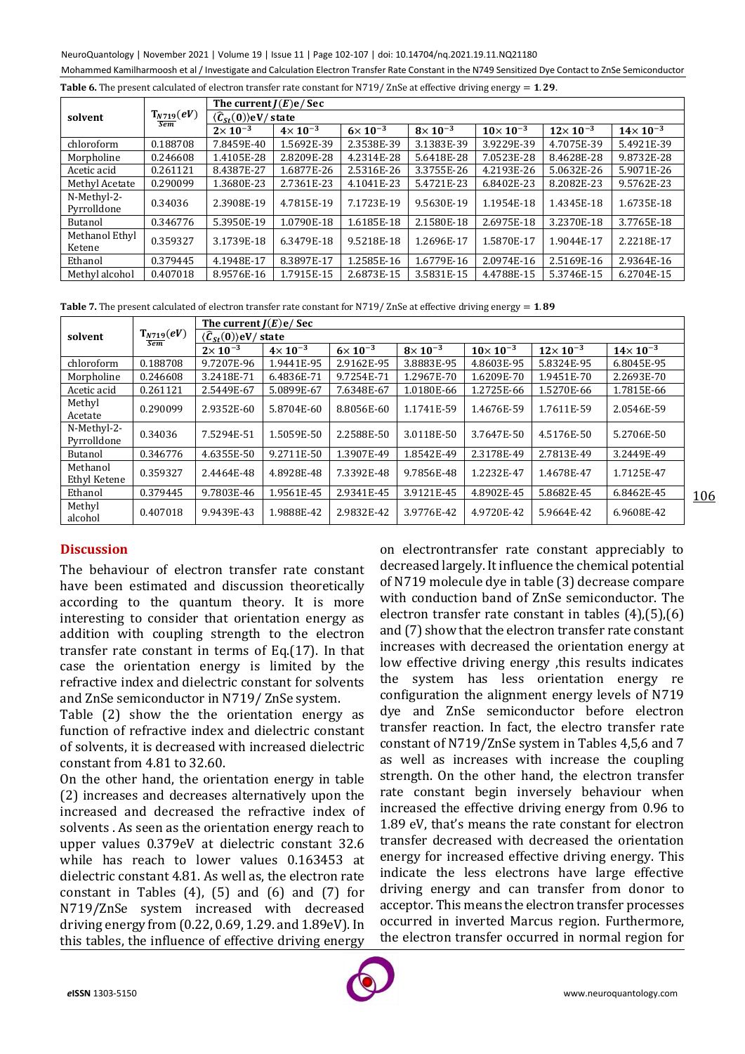**Table 6.** The present calculated of electron transfer rate constant for N719/ ZnSe at effective driving energy = **1.29**.

| solvent | $T_{\frac{N719}{Sem}}(eV)$ | The current $J(E)$e/ Sec | | | | | | |
|---|---|---|---|---|---|---|---|---|
| | | $\langle\hat{C}_{St}(0)\rangle$eV/ state | | | | | | |
| | | $2\times 10^{-3}$ | $4\times 10^{-3}$ | $6\times 10^{-3}$ | $8\times 10^{-3}$ | $10\times 10^{-3}$ | $12\times 10^{-3}$ | $14\times 10^{-3}$ |
| chloroform | 0.188708 | 7.8459E-40 | 1.5692E-39 | 2.3538E-39 | 3.1383E-39 | 3.9229E-39 | 4.7075E-39 | 5.4921E-39 |
| Morpholine | 0.246608 | 1.4105E-28 | 2.8209E-28 | 4.2314E-28 | 5.6418E-28 | 7.0523E-28 | 8.4628E-28 | 9.8732E-28 |
| Acetic acid | 0.261121 | 8.4387E-27 | 1.6877E-26 | 2.5316E-26 | 3.3755E-26 | 4.2193E-26 | 5.0632E-26 | 5.9071E-26 |
| Methyl Acetate | 0.290099 | 1.3680E-23 | 2.7361E-23 | 4.1041E-23 | 5.4721E-23 | 6.8402E-23 | 8.2082E-23 | 9.5762E-23 |
| N-Methyl-2-Pyrrolldone | 0.34036 | 2.3908E-19 | 4.7815E-19 | 7.1723E-19 | 9.5630E-19 | 1.1954E-18 | 1.4345E-18 | 1.6735E-18 |
| Butanol | 0.346776 | 5.3950E-19 | 1.0790E-18 | 1.6185E-18 | 2.1580E-18 | 2.6975E-18 | 3.2370E-18 | 3.7765E-18 |
| Methanol Ethyl Ketene | 0.359327 | 3.1739E-18 | 6.3479E-18 | 9.5218E-18 | 1.2696E-17 | 1.5870E-17 | 1.9044E-17 | 2.2218E-17 |
| Ethanol | 0.379445 | 4.1948E-17 | 8.3897E-17 | 1.2585E-16 | 1.6779E-16 | 2.0974E-16 | 2.5169E-16 | 2.9364E-16 |
| Methyl alcohol | 0.407018 | 8.9576E-16 | 1.7915E-15 | 2.6873E-15 | 3.5831E-15 | 4.4788E-15 | 5.3746E-15 | 6.2704E-15 |

**Table 7.** The present calculated of electron transfer rate constant for N719/ ZnSe at effective driving energy = **1.89**

| solvent | $T_{\frac{N719}{Sem}}(eV)$ | The current $J(E)$e/ Sec | | | | | | |
|---|---|---|---|---|---|---|---|---|
| | | $\langle\hat{C}_{St}(0)\rangle$eV/ state | | | | | | |
| | | $2\times 10^{-3}$ | $4\times 10^{-3}$ | $6\times 10^{-3}$ | $8\times 10^{-3}$ | $10\times 10^{-3}$ | $12\times 10^{-3}$ | $14\times 10^{-3}$ |
| chloroform | 0.188708 | 9.7207E-96 | 1.9441E-95 | 2.9162E-95 | 3.8883E-95 | 4.8603E-95 | 5.8324E-95 | 6.8045E-95 |
| Morpholine | 0.246608 | 3.2418E-71 | 6.4836E-71 | 9.7254E-71 | 1.2967E-70 | 1.6209E-70 | 1.9451E-70 | 2.2693E-70 |
| Acetic acid | 0.261121 | 2.5449E-67 | 5.0899E-67 | 7.6348E-67 | 1.0180E-66 | 1.2725E-66 | 1.5270E-66 | 1.7815E-66 |
| Methyl Acetate | 0.290099 | 2.9352E-60 | 5.8704E-60 | 8.8056E-60 | 1.1741E-59 | 1.4676E-59 | 1.7611E-59 | 2.0546E-59 |
| N-Methyl-2-Pyrrolldone | 0.34036 | 7.5294E-51 | 1.5059E-50 | 2.2588E-50 | 3.0118E-50 | 3.7647E-50 | 4.5176E-50 | 5.2706E-50 |
| Butanol | 0.346776 | 4.6355E-50 | 9.2711E-50 | 1.3907E-49 | 1.8542E-49 | 2.3178E-49 | 2.7813E-49 | 3.2449E-49 |
| Methanol Ethyl Ketene | 0.359327 | 2.4464E-48 | 4.8928E-48 | 7.3392E-48 | 9.7856E-48 | 1.2232E-47 | 1.4678E-47 | 1.7125E-47 |
| Ethanol | 0.379445 | 9.7803E-46 | 1.9561E-45 | 2.9341E-45 | 3.9121E-45 | 4.8902E-45 | 5.8682E-45 | 6.8462E-45 |
| Methyl alcohol | 0.407018 | 9.9439E-43 | 1.9888E-42 | 2.9832E-42 | 3.9776E-42 | 4.9720E-42 | 5.9664E-42 | 6.9608E-42 |

## Discussion

The behaviour of electron transfer rate constant have been estimated and discussion theoretically according to the quantum theory. It is more interesting to consider that orientation energy as addition with coupling strength to the electron transfer rate constant in terms of Eq.(17). In that case the orientation energy is limited by the refractive index and dielectric constant for solvents and ZnSe semiconductor in N719/ ZnSe system.

Table (2) show the the orientation energy as function of refractive index and dielectric constant of solvents, it is decreased with increased dielectric constant from 4.81 to 32.60.

On the other hand, the orientation energy in table (2) increases and decreases alternatively upon the increased and decreased the refractive index of solvents . As seen as the orientation energy reach to upper values 0.379eV at dielectric constant 32.6 while has reach to lower values 0.163453 at dielectric constant 4.81. As well as, the electron rate constant in Tables (4), (5) and (6) and (7) for N719/ZnSe system increased with decreased driving energy from (0.22, 0.69, 1.29. and 1.89eV). In this tables, the influence of effective driving energy on electrontransfer rate constant appreciably to decreased largely. It influence the chemical potential of N719 molecule dye in table (3) decrease compare with conduction band of ZnSe semiconductor. The electron transfer rate constant in tables (4),(5),(6) and (7) show that the electron transfer rate constant increases with decreased the orientation energy at low effective driving energy ,this results indicates the system has less orientation energy re configuration the alignment energy levels of N719 dye and ZnSe semiconductor before electron transfer reaction. In fact, the electro transfer rate constant of N719/ZnSe system in Tables 4,5,6 and 7 as well as increases with increase the coupling strength. On the other hand, the electron transfer rate constant begin inversely behaviour when increased the effective driving energy from 0.96 to 1.89 eV, that's means the rate constant for electron transfer decreased with decreased the orientation energy for increased effective driving energy. This indicate the less electrons have large effective driving energy and can transfer from donor to acceptor. This means the electron transfer processes occurred in inverted Marcus region. Furthermore, the electron transfer occurred in normal region for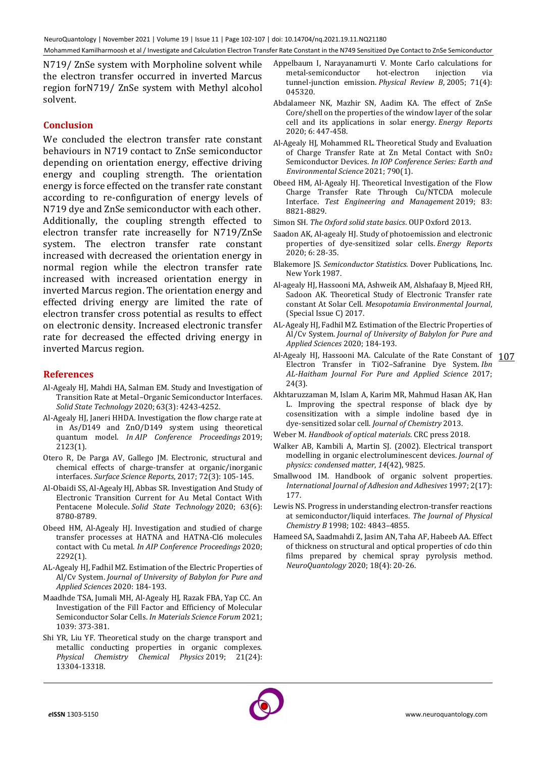N719/ ZnSe system with Morpholine solvent while the electron transfer occurred in inverted Marcus region forN719/ ZnSe system with Methyl alcohol solvent.

## Conclusion

We concluded the electron transfer rate constant behaviours in N719 contact to ZnSe semiconductor depending on orientation energy, effective driving energy and coupling strength. The orientation energy is force effected on the transfer rate constant according to re-configuration of energy levels of N719 dye and ZnSe semiconductor with each other. Additionally, the coupling strength effected to electron transfer rate increaselly for N719/ZnSe system. The electron transfer rate constant increased with decreased the orientation energy in normal region while the electron transfer rate increased with increased orientation energy in inverted Marcus region. The orientation energy and effected driving energy are limited the rate of electron transfer cross potential as results to effect on electronic density. Increased electronic transfer rate for decreased the effected driving energy in inverted Marcus region.

## References

- Al-Agealy HJ, Mahdi HA, Salman EM. Study and Investigation of Transition Rate at Metal–Organic Semiconductor Interfaces. *Solid State Technology* 2020; 63(3): 4243-4252.
- Al-Agealy HJ, Janeri HHDA. Investigation the flow charge rate at in As/D149 and ZnO/D149 system using theoretical quantum model. *In AIP Conference Proceedings* 2019; 2123(1).
- Otero R, De Parga AV, Gallego JM. Electronic, structural and chemical effects of charge-transfer at organic/inorganic interfaces. *Surface Science Reports*, 2017; 72(3): 105-145.
- Al-Obaidi SS, Al-Agealy HJ, Abbas SR. Investigation And Study of Electronic Transition Current for Au Metal Contact With Pentacene Molecule. *Solid State Technology* 2020; 63(6): 8780-8789.
- Obeed HM, Al-Agealy HJ. Investigation and studied of charge transfer processes at HATNA and HATNA-Cl6 molecules contact with Cu metal. *In AIP Conference Proceedings* 2020; 2292(1).
- AL-Agealy HJ, Fadhil MZ. Estimation of the Electric Properties of Al/Cv System. *Journal of University of Babylon for Pure and Applied Sciences* 2020: 184-193.
- Maadhde TSA, Jumali MH, Al-Agealy HJ, Razak FBA, Yap CC. An Investigation of the Fill Factor and Efficiency of Molecular Semiconductor Solar Cells. *In Materials Science Forum* 2021; 1039: 373-381.
- Shi YR, Liu YF. Theoretical study on the charge transport and metallic conducting properties in organic complexes. *Physical Chemistry Chemical Physics* 2019; 21(24): 13304-13318.
- Appelbaum I, Narayanamurti V. Monte Carlo calculations for metal-semiconductor hot-electron injection via tunnel-junction emission. *Physical Review B*, 2005; 71(4): 045320.
- Abdalameer NK, Mazhir SN, Aadim KA. The effect of ZnSe Core/shell on the properties of the window layer of the solar cell and its applications in solar energy. *Energy Reports* 2020; 6: 447-458.
- Al-Agealy HJ, Mohammed RL. Theoretical Study and Evaluation of Charge Transfer Rate at Zn Metal Contact with $SnO_2$ Semiconductor Devices. *In IOP Conference Series: Earth and Environmental Science* 2021; 790(1).
- Obeed HM, Al-Agealy HJ. Theoretical Investigation of the Flow Charge Transfer Rate Through Cu/NTCDA molecule Interface. *Test Engineering and Management* 2019; 83: 8821-8829.
- Simon SH. *The Oxford solid state basics*. OUP Oxford 2013.
- Saadon AK, Al-agealy HJ. Study of photoemission and electronic properties of dye-sensitized solar cells. *Energy Reports* 2020; 6: 28-35.
- Blakemore JS. *Semiconductor Statistics.* Dover Publications, Inc. New York 1987.
- Al-agealy HJ, Hassooni MA, Ashweik AM, Alshafaay B, Mjeed RH, Sadoon AK. Theoretical Study of Electronic Transfer rate constant At Solar Cell. *Mesopotamia Environmental Journal*, (Special Issue C) 2017.
- AL-Agealy HJ, Fadhil MZ. Estimation of the Electric Properties of Al/Cv System. *Journal of University of Babylon for Pure and Applied Sciences* 2020; 184-193.
- Al-Agealy HJ, Hassooni MA. Calculate of the Rate Constant of Electron Transfer in TiO2–Safranine Dye System. *Ibn AL-Haitham Journal For Pure and Applied Science* 2017; 24(3).
- Akhtaruzzaman M, Islam A, Karim MR, Mahmud Hasan AK, Han L. Improving the spectral response of black dye by cosensitization with a simple indoline based dye in dye-sensitized solar cell. *Journal of Chemistry* 2013.
- Weber M. *Handbook of optical materials.* CRC press 2018.
- Walker AB, Kambili A, Martin SJ. (2002). Electrical transport modelling in organic electroluminescent devices. *Journal of physics: condensed matter*, *14*(42), 9825.
- Smallwood IM. Handbook of organic solvent properties. *International Journal of Adhesion and Adhesives* 1997; 2(17): 177.
- Lewis NS. Progress in understanding electron-transfer reactions at semiconductor/liquid interfaces. *The Journal of Physical Chemistry B* 1998; 102: 4843–4855.
- Hameed SA, Saadmahdi Z, Jasim AN, Taha AF, Habeeb AA. Effect of thickness on structural and optical properties of cdo thin films prepared by chemical spray pyrolysis method. *NeuroQuantology* 2020; 18(4): 20-26.